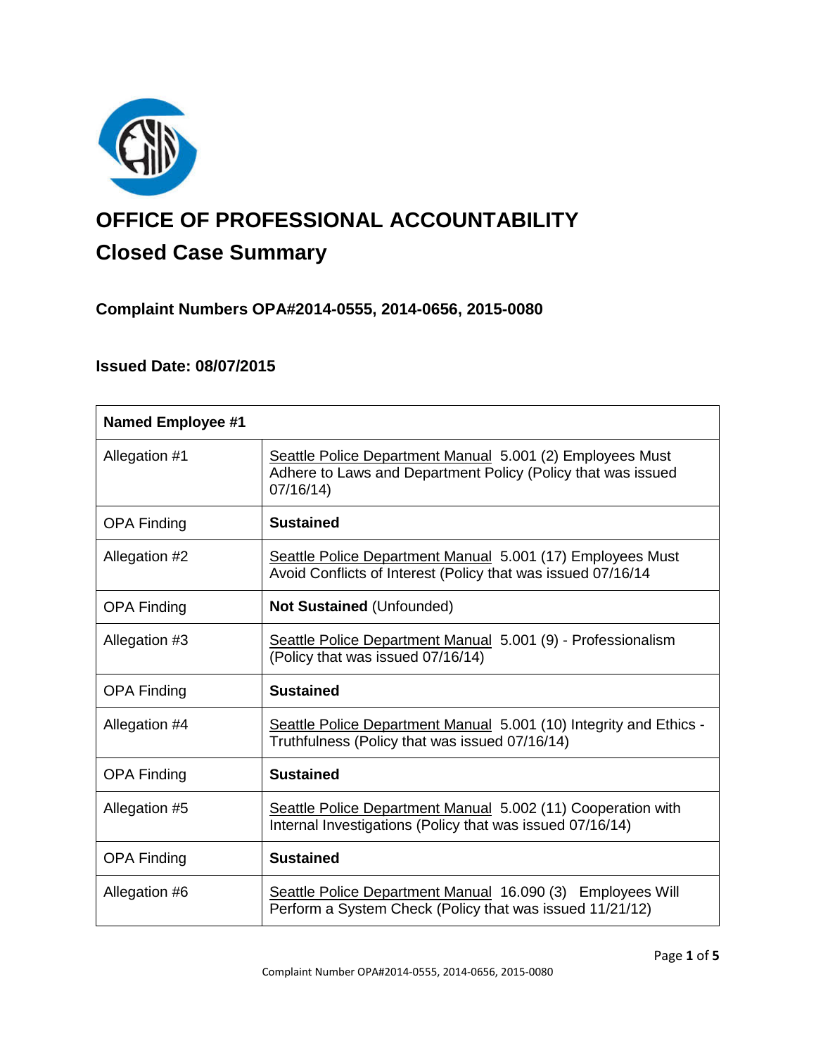# OFFICE OF PROFESSIONAL ACCOUNTABILITY

## Closed Case Summary

### Complaint Numbers OPA#2014-0555, 2014-0656, 2015-0080

### Issued Date: 08/07/2015

| **Named Employee #1** | |
|---|---|
| Allegation #1 | Seattle Police Department Manual 5.001 (2) Employees Must Adhere to Laws and Department Policy (Policy that was issued 07/16/14) |
| OPA Finding | **Sustained** |
| Allegation #2 | Seattle Police Department Manual 5.001 (17) Employees Must Avoid Conflicts of Interest (Policy that was issued 07/16/14 |
| OPA Finding | **Not Sustained** (Unfounded) |
| Allegation #3 | Seattle Police Department Manual 5.001 (9) - Professionalism (Policy that was issued 07/16/14) |
| OPA Finding | **Sustained** |
| Allegation #4 | Seattle Police Department Manual 5.001 (10) Integrity and Ethics - Truthfulness (Policy that was issued 07/16/14) |
| OPA Finding | **Sustained** |
| Allegation #5 | Seattle Police Department Manual 5.002 (11) Cooperation with Internal Investigations (Policy that was issued 07/16/14) |
| OPA Finding | **Sustained** |
| Allegation #6 | Seattle Police Department Manual 16.090 (3) Employees Will Perform a System Check (Policy that was issued 11/21/12) |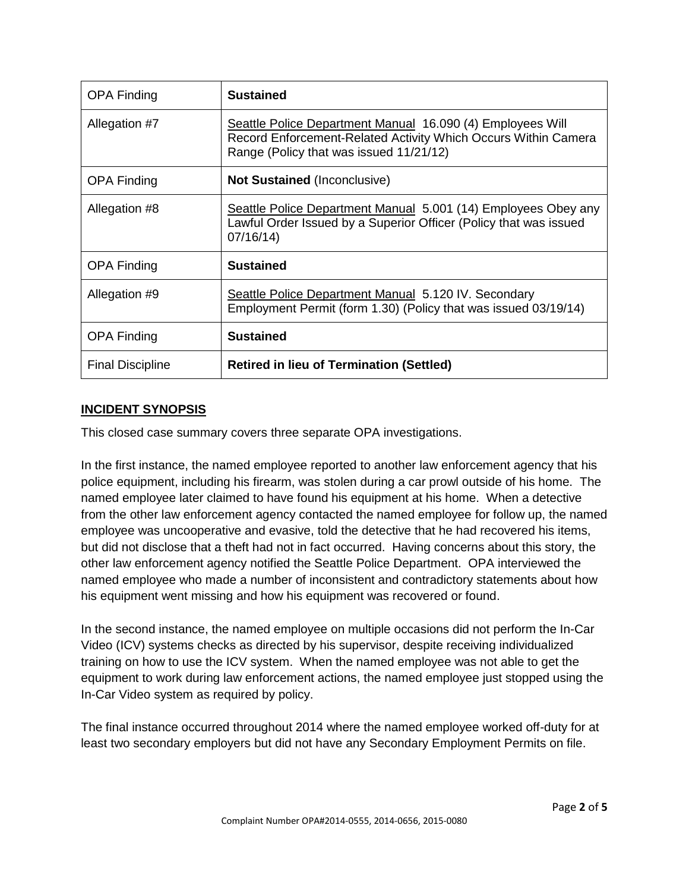| OPA Finding | **Sustained** |
|---|---|
| Allegation #7 | Seattle Police Department Manual 16.090 (4) Employees Will Record Enforcement-Related Activity Which Occurs Within Camera Range (Policy that was issued 11/21/12) |
| OPA Finding | **Not Sustained** (Inconclusive) |
| Allegation #8 | Seattle Police Department Manual 5.001 (14) Employees Obey any Lawful Order Issued by a Superior Officer (Policy that was issued 07/16/14) |
| OPA Finding | **Sustained** |
| Allegation #9 | Seattle Police Department Manual 5.120 IV. Secondary Employment Permit (form 1.30) (Policy that was issued 03/19/14) |
| OPA Finding | **Sustained** |
| Final Discipline | **Retired in lieu of Termination (Settled)** |

## INCIDENT SYNOPSIS

This closed case summary covers three separate OPA investigations.

In the first instance, the named employee reported to another law enforcement agency that his police equipment, including his firearm, was stolen during a car prowl outside of his home. The named employee later claimed to have found his equipment at his home. When a detective from the other law enforcement agency contacted the named employee for follow up, the named employee was uncooperative and evasive, told the detective that he had recovered his items, but did not disclose that a theft had not in fact occurred. Having concerns about this story, the other law enforcement agency notified the Seattle Police Department. OPA interviewed the named employee who made a number of inconsistent and contradictory statements about how his equipment went missing and how his equipment was recovered or found.

In the second instance, the named employee on multiple occasions did not perform the In-Car Video (ICV) systems checks as directed by his supervisor, despite receiving individualized training on how to use the ICV system. When the named employee was not able to get the equipment to work during law enforcement actions, the named employee just stopped using the In-Car Video system as required by policy.

The final instance occurred throughout 2014 where the named employee worked off-duty for at least two secondary employers but did not have any Secondary Employment Permits on file.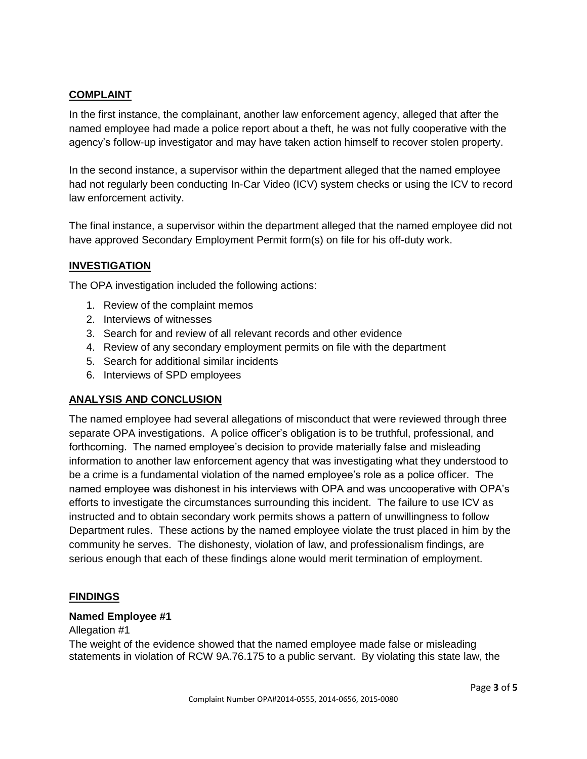## COMPLAINT

In the first instance, the complainant, another law enforcement agency, alleged that after the named employee had made a police report about a theft, he was not fully cooperative with the agency's follow-up investigator and may have taken action himself to recover stolen property.

In the second instance, a supervisor within the department alleged that the named employee had not regularly been conducting In-Car Video (ICV) system checks or using the ICV to record law enforcement activity.

The final instance, a supervisor within the department alleged that the named employee did not have approved Secondary Employment Permit form(s) on file for his off-duty work.

## INVESTIGATION

The OPA investigation included the following actions:

1. Review of the complaint memos
2. Interviews of witnesses
3. Search for and review of all relevant records and other evidence
4. Review of any secondary employment permits on file with the department
5. Search for additional similar incidents
6. Interviews of SPD employees

## ANALYSIS AND CONCLUSION

The named employee had several allegations of misconduct that were reviewed through three separate OPA investigations. A police officer's obligation is to be truthful, professional, and forthcoming. The named employee's decision to provide materially false and misleading information to another law enforcement agency that was investigating what they understood to be a crime is a fundamental violation of the named employee's role as a police officer. The named employee was dishonest in his interviews with OPA and was uncooperative with OPA's efforts to investigate the circumstances surrounding this incident. The failure to use ICV as instructed and to obtain secondary work permits shows a pattern of unwillingness to follow Department rules. These actions by the named employee violate the trust placed in him by the community he serves. The dishonesty, violation of law, and professionalism findings, are serious enough that each of these findings alone would merit termination of employment.

## FINDINGS

**Named Employee #1**

Allegation #1

The weight of the evidence showed that the named employee made false or misleading statements in violation of RCW 9A.76.175 to a public servant. By violating this state law, the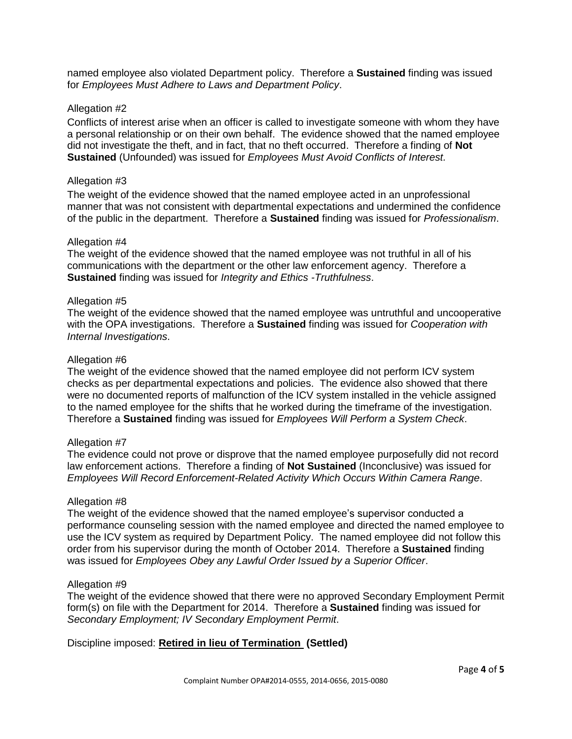named employee also violated Department policy. Therefore a **Sustained** finding was issued for *Employees Must Adhere to Laws and Department Policy*.

Allegation #2

Conflicts of interest arise when an officer is called to investigate someone with whom they have a personal relationship or on their own behalf. The evidence showed that the named employee did not investigate the theft, and in fact, that no theft occurred. Therefore a finding of **Not Sustained** (Unfounded) was issued for *Employees Must Avoid Conflicts of Interest.*

Allegation #3

The weight of the evidence showed that the named employee acted in an unprofessional manner that was not consistent with departmental expectations and undermined the confidence of the public in the department. Therefore a **Sustained** finding was issued for *Professionalism*.

Allegation #4

The weight of the evidence showed that the named employee was not truthful in all of his communications with the department or the other law enforcement agency. Therefore a **Sustained** finding was issued for *Integrity and Ethics -Truthfulness*.

Allegation #5

The weight of the evidence showed that the named employee was untruthful and uncooperative with the OPA investigations. Therefore a **Sustained** finding was issued for *Cooperation with Internal Investigations*.

Allegation #6

The weight of the evidence showed that the named employee did not perform ICV system checks as per departmental expectations and policies. The evidence also showed that there were no documented reports of malfunction of the ICV system installed in the vehicle assigned to the named employee for the shifts that he worked during the timeframe of the investigation. Therefore a **Sustained** finding was issued for *Employees Will Perform a System Check*.

Allegation #7

The evidence could not prove or disprove that the named employee purposefully did not record law enforcement actions. Therefore a finding of **Not Sustained** (Inconclusive) was issued for *Employees Will Record Enforcement-Related Activity Which Occurs Within Camera Range*.

Allegation #8

The weight of the evidence showed that the named employee's supervisor conducted a performance counseling session with the named employee and directed the named employee to use the ICV system as required by Department Policy. The named employee did not follow this order from his supervisor during the month of October 2014. Therefore a **Sustained** finding was issued for *Employees Obey any Lawful Order Issued by a Superior Officer*.

Allegation #9

The weight of the evidence showed that there were no approved Secondary Employment Permit form(s) on file with the Department for 2014. Therefore a **Sustained** finding was issued for *Secondary Employment; IV Secondary Employment Permit*.

Discipline imposed: **Retired in lieu of Termination (Settled)**

Complaint Number OPA#2014-0555, 2014-0656, 2015-0080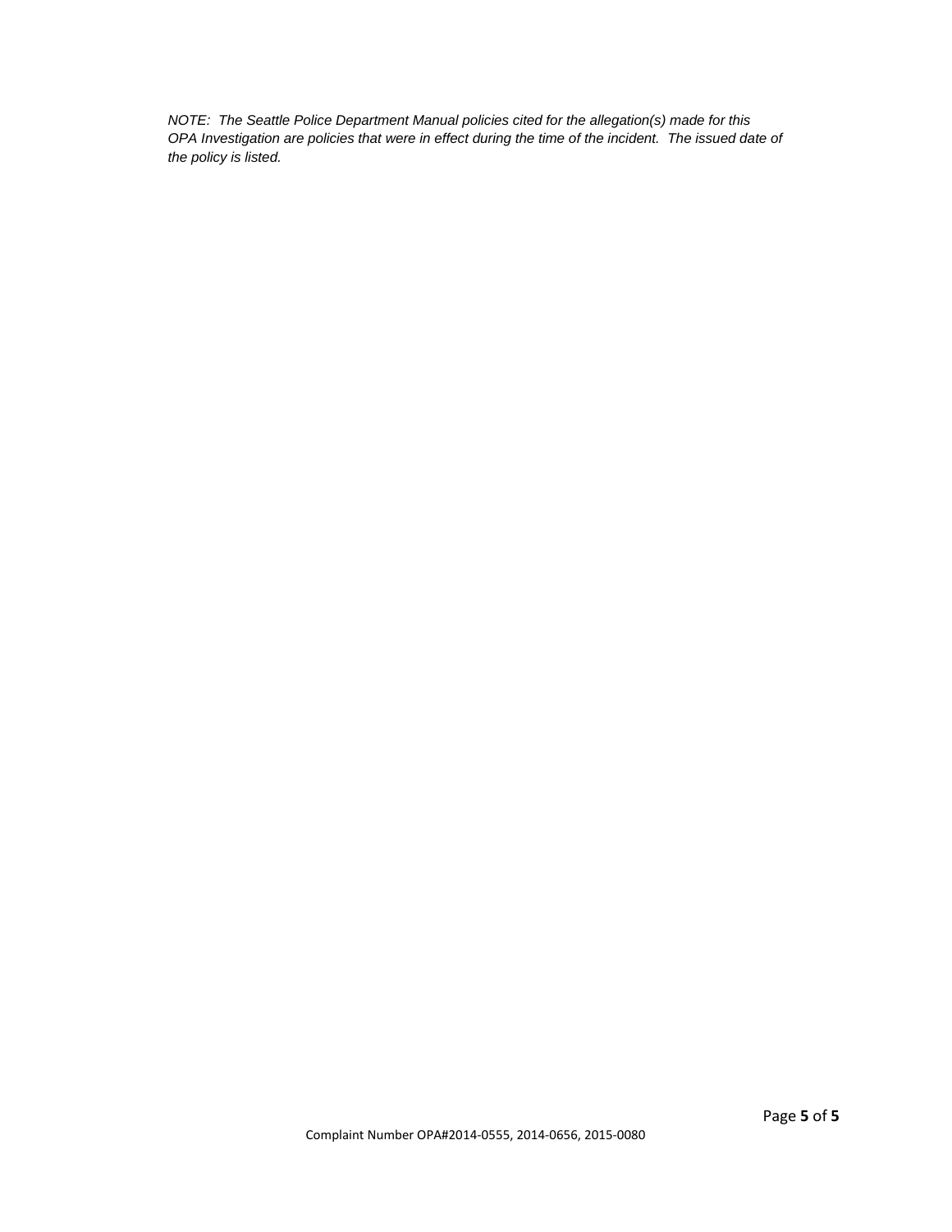*NOTE: The Seattle Police Department Manual policies cited for the allegation(s) made for this OPA Investigation are policies that were in effect during the time of the incident. The issued date of the policy is listed.*